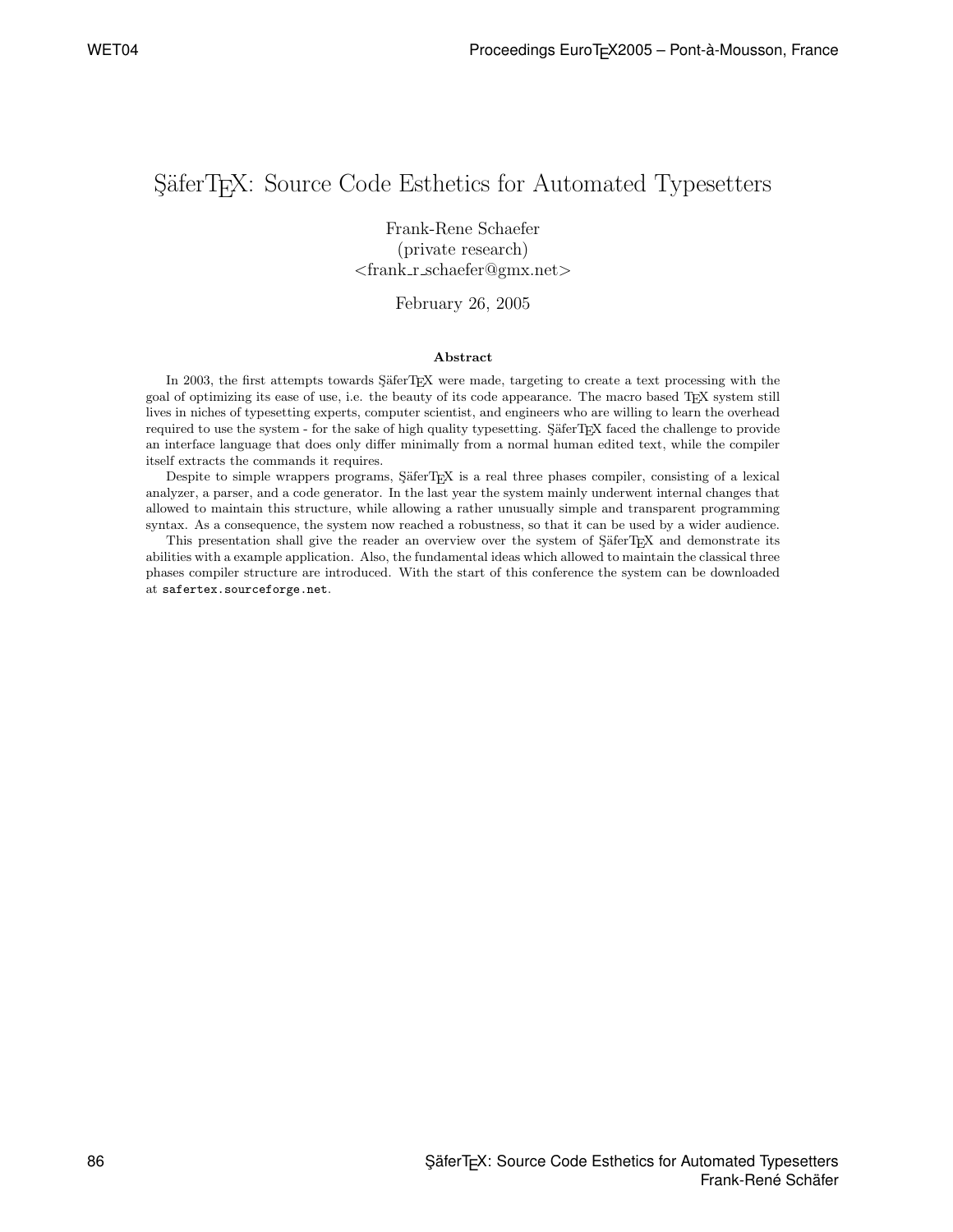# ŞäferTEX: Source Code Esthetics for Automated Typesetters

Frank-Rene Schaefer
(private research)
<frank_r_schaefer@gmx.net>

February 26, 2005

**Abstract**

In 2003, the first attempts towards ŞäferTEX were made, targeting to create a text processing with the goal of optimizing its ease of use, i.e. the beauty of its code appearance. The macro based TEX system still lives in niches of typesetting experts, computer scientist, and engineers who are willing to learn the overhead required to use the system - for the sake of high quality typesetting. ŞäferTEX faced the challenge to provide an interface language that does only differ minimally from a normal human edited text, while the compiler itself extracts the commands it requires.

Despite to simple wrappers programs, ŞäferTEX is a real three phases compiler, consisting of a lexical analyzer, a parser, and a code generator. In the last year the system mainly underwent internal changes that allowed to maintain this structure, while allowing a rather unusually simple and transparent programming syntax. As a consequence, the system now reached a robustness, so that it can be used by a wider audience.

This presentation shall give the reader an overview over the system of ŞäferTEX and demonstrate its abilities with a example application. Also, the fundamental ideas which allowed to maintain the classical three phases compiler structure are introduced. With the start of this conference the system can be downloaded at `safertex.sourceforge.net`.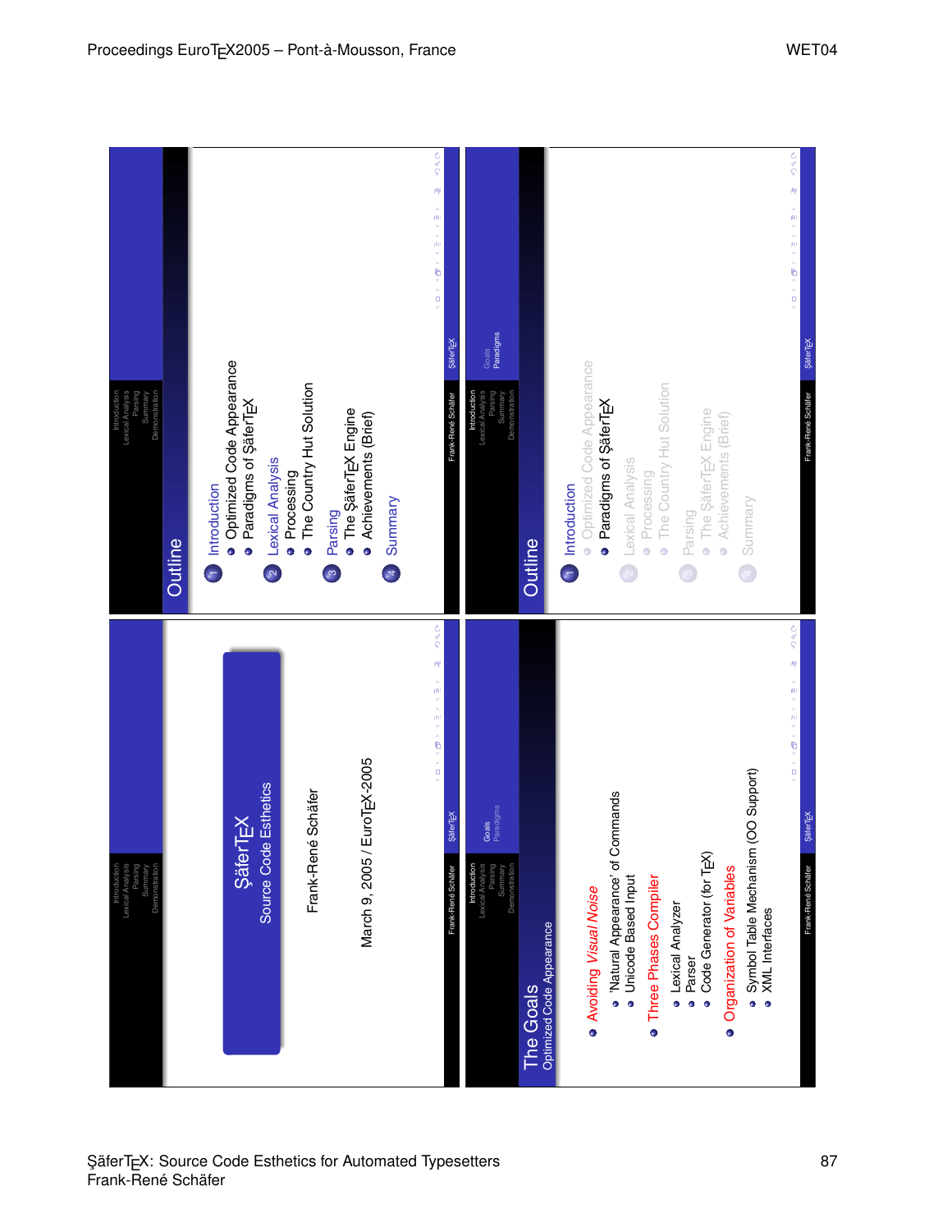# ŞäferTEX

Source Code Esthetics

Frank-René Schäfer

March 9, 2005 / EuroTEX-2005

## Outline

1. Introduction
   - Optimized Code Appearance
   - Paradigms of ŞäferTEX
2. Lexical Analysis
   - Processing
   - The Country Hut Solution
3. Parsing
   - The ŞäferTEX Engine
   - Achievements (Brief)
4. Summary

## The Goals

### Optimized Code Appearance

- Avoiding *Visual Noise*
  - 'Natural Appearance' of Commands
  - Unicode Based Input
- Three Phases Compiler
  - Lexical Analyzer
  - Parser
  - Code Generator (for TEX)
- Organization of Variables
  - Symbol Table Mechanism (OO Support)
  - XML Interfaces

## Outline

1. Introduction
   - Optimized Code Appearance
   - Paradigms of ŞäferTEX
2. Lexical Analysis
   - Processing
   - The Country Hut Solution
3. Parsing
   - The ŞäferTEX Engine
   - Achievements (Brief)
4. Summary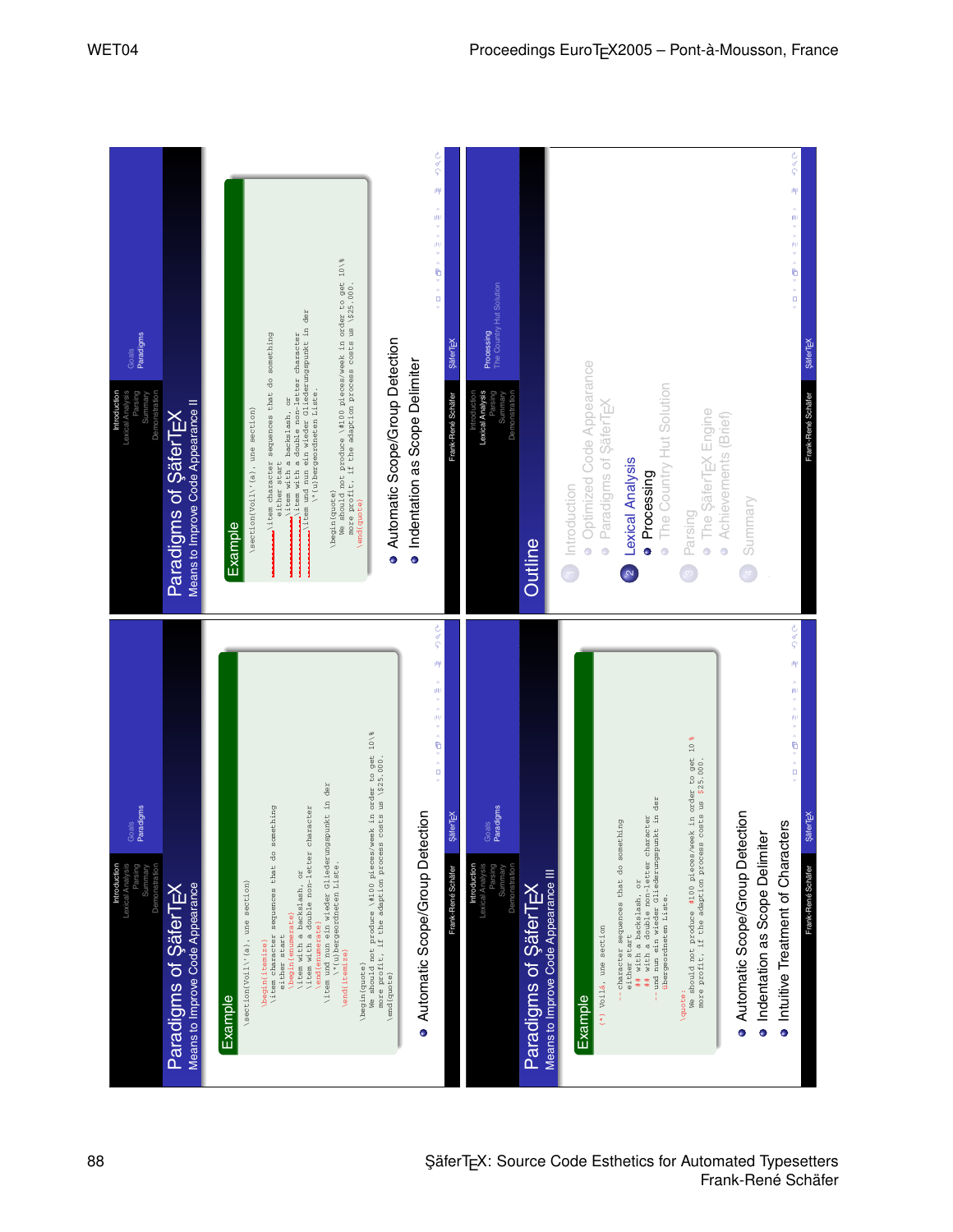## Paradigms of ŞäferTEX

### Means to Improve Code Appearance

**Example**

```
\section{Voil\'{a}, une section}

\begin{itemize}
  \item character sequences that do something
    either start
    \begin{enumerate}
      \item with a backslash, or
      \item with a double non-letter character
    \end{enumerate}
  \item und nun ein wieder Gliederungspunkt in der
    \"{u}bergeordneten Liste.
\end{itemize}

\begin{quote}
  We should not produce \#100 pieces/week in order to get 10\%
  more profit, if the adaption process costs us \$25.000.
\end{quote}
```

- Automatic Scope/Group Detection

## Paradigms of ŞäferTEX

### Means to Improve Code Appearance II

**Example**

```
\section{Voil\'{a}, une section}

        \item character sequences that do something
          either start
          \item with a backslash, or
          \item with a double non-letter character
        \item und nun ein wieder Gliederungspunkt in der
          \"{u}bergeordneten Liste.

\begin{quote}
  We should not produce \#100 pieces/week in order to get 10\%
  more profit, if the adaption process costs us \$25.000.
\end{quote}
```

- Automatic Scope/Group Detection
- Indentation as Scope Delimiter

## Paradigms of ŞäferTEX

### Means to Improve Code Appearance III

**Example**

```
(*) Voilá, une section

  -- character sequences that do something
     either start
     ## with a backslash, or
     ## with a double non-letter character
  -- und nun ein wieder Gliederungspunkt in der
     übergeordneten Liste.

\quote:
  We should not produce #100 pieces/week in order to get 10 %
  more profit, if the adaption process costs us $25.000.
```

- Automatic Scope/Group Detection
- Indentation as Scope Delimiter
- Intuitive Treatment of Characters

## Outline

1. Introduction
   - Optimized Code Appearance
   - Paradigms of ŞäferTEX
2. Lexical Analysis
   - Processing
   - The Country Hut Solution
3. Parsing
   - The ŞäferTEX Engine
   - Achievements (Brief)
4. Summary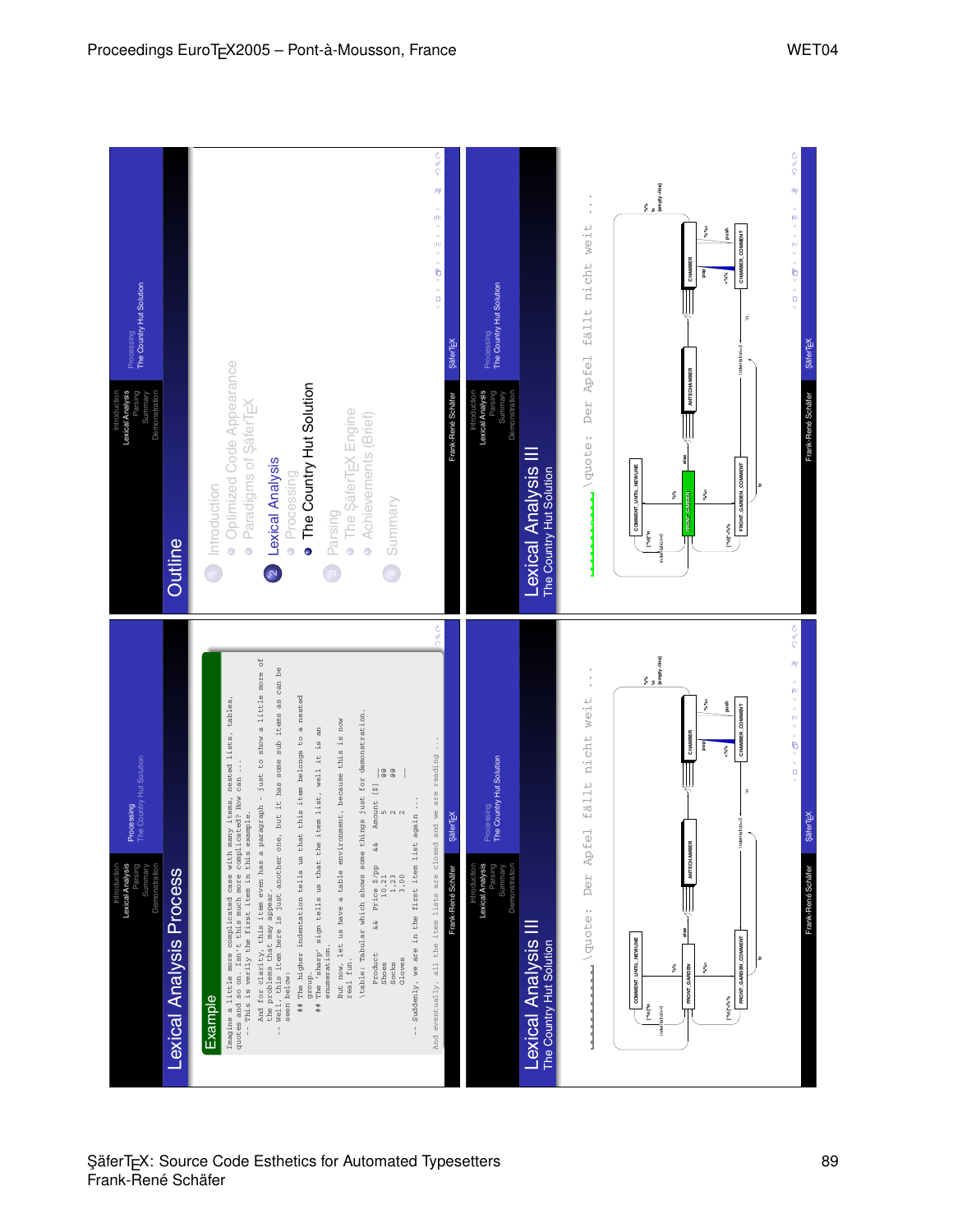## Outline

1. Introduction
   - Optimized Code Appearance
   - Paradigms of ŞäferTEX
2. Lexical Analysis
   - Processing
   - The Country Hut Solution
3. Parsing
   - The ŞäferTEX Engine
   - Achievements (Brief)
4. Summary

## Lexical Analysis Process

**Example**

```
Imagine a little more complicated case with many items, nested lists, tables,
quotes and so on. Isn't this much more complicated? How can ...
  -- This is verily the first item in this example.
     And for clarity, this item even has a paragraph - just to show a little more of
     the problems that may appear.
  -- Well, this item here is just another one, but it has some sub items as can be
     seen below:
     ## The higher indentation tells us that this item belongs to a nested
        group.
     ## The 'sharp' sign tells us that the item list, well it is an
        enumeration.
        But now, let us have a table environment, because this is now
        real fun.
     \table: Tabular which shows some things just for demonstration.
        Product      &&    Price $/pp   &&    Amount [$] ___
        Shoes               10.21              5          @@
        Socks                1.23              2          @@
        Gloves               3.00              2          ___
  -- Suddenly, we are in the first item list again ..
And eventually, all the item lists are closed and we are reading ...
```

## Lexical Analysis III
### The Country Hut Solution

`\quote: Der Apfel fällt nicht weit ...`

## Lexical Analysis III
### The Country Hut Solution

`\quote: Der Apfel fällt nicht weit ...`

ŞäferTEX: Source Code Esthetics for Automated Typesetters
Frank-René Schäfer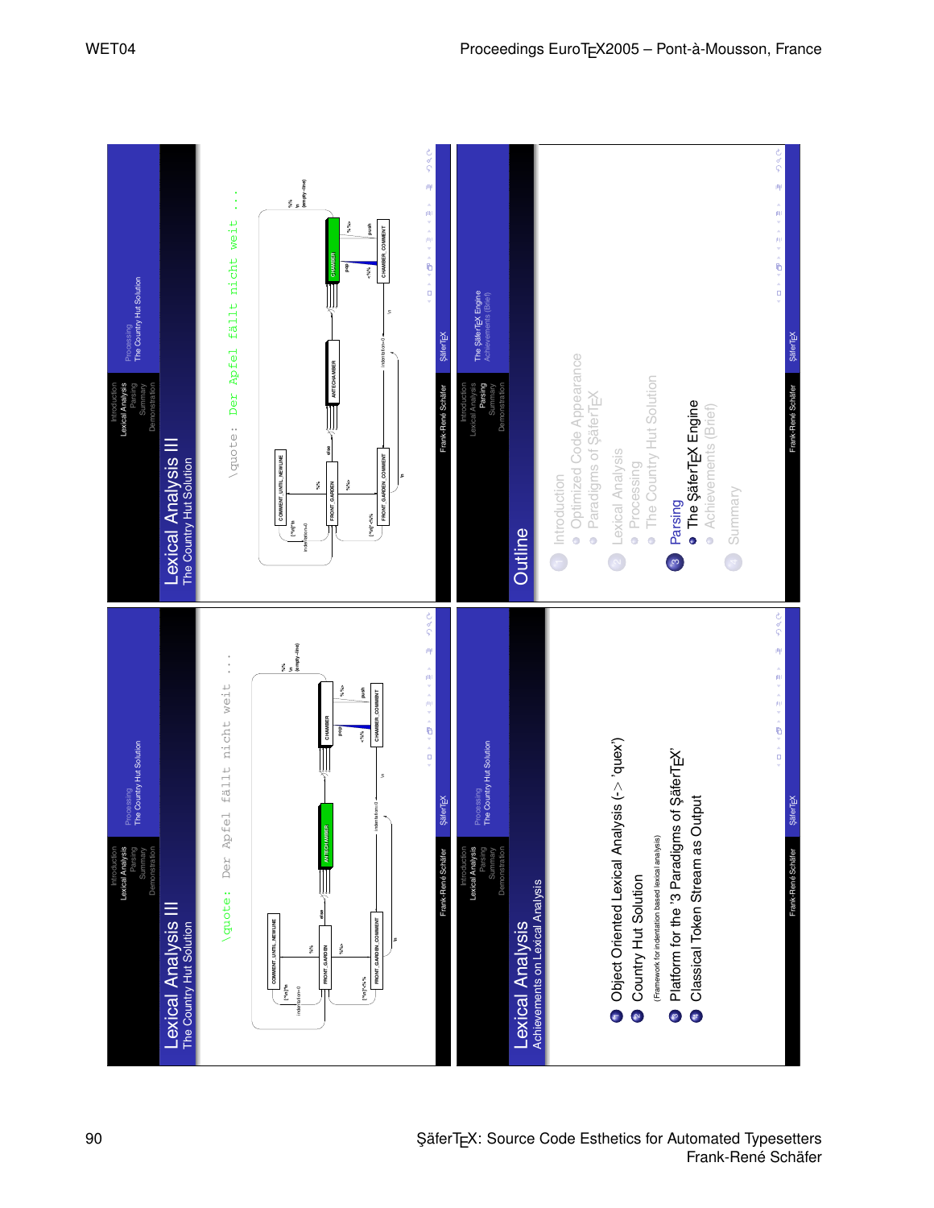## Lexical Analysis III
### The Country Hut Solution

\quote: Der Apfel fällt nicht weit ...

## Lexical Analysis III
### The Country Hut Solution

\quote: Der Apfel fällt nicht weit ...

## Lexical Analysis
### Achievements on Lexical Analysis

1. Object Oriented Lexical Analysis (-> 'quex')
2. Country Hut Solution
   (Framework for indentation based lexical analysis)
3. Platform for the '3 Paradigms of ŞäferTEX'
4. Classical Token Stream as Output

## Outline

1. Introduction
   - Optimized Code Appearance
   - Paradigms of ŞäferTEX
2. Lexical Analysis
   - Processing
   - The Country Hut Solution
3. Parsing
   - The ŞäferTEX Engine
   - Achievements (Brief)
4. Summary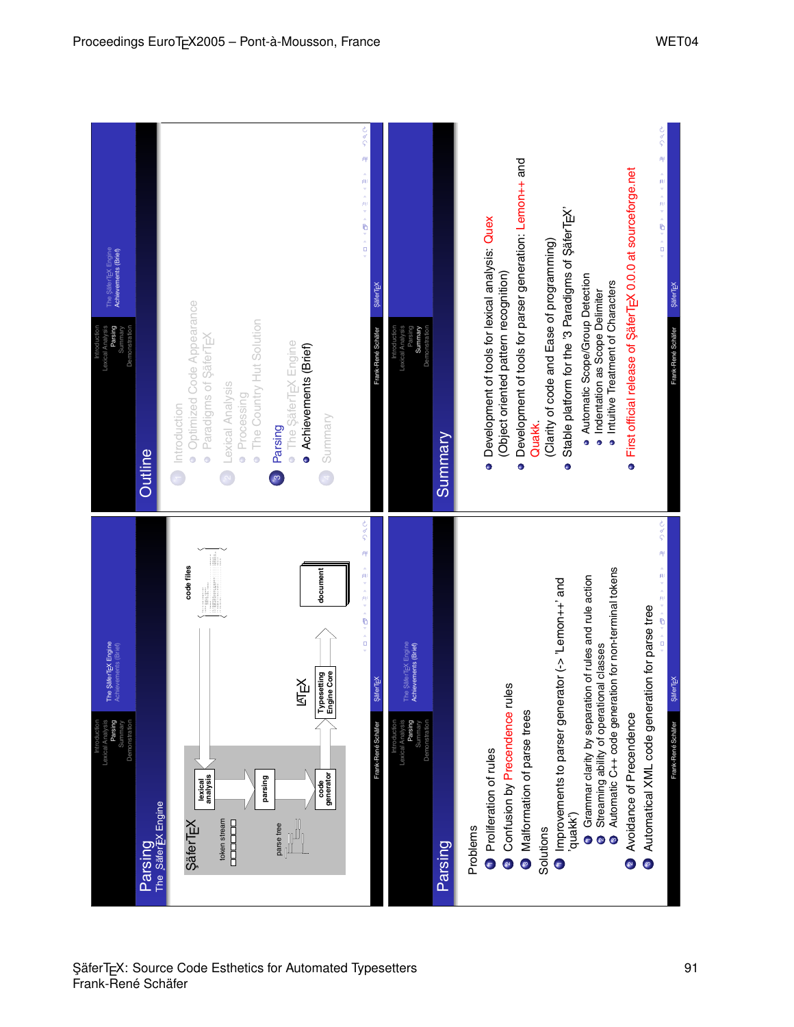## Parsing

### The ŞäferTEX Engine

ŞäferTEX

token stream

parse tree

lexical analysis

parsing

code generator

code files

LATEX

Typesetting Engine Core

document

## Outline

1 Introduction
- Optimized Code Appearance
- Paradigms of ŞäferTEX

2 Lexical Analysis
- Processing
- The Country Hut Solution

3 Parsing
- The ŞäferTEX Engine
- Achievements (Brief)

4 Summary

## Parsing

Problems

1. Proliferation of rules
2. Confusion by Precendence rules
3. Malformation of parse trees

Solutions

1. Improvements to parser generator (-> 'Lemon++' and 'quakk')
   1. Grammar clarity by separation of rules and rule action
   2. Streaming ability of operational classes
   3. Automatic C++ code generation for non-terminal tokens
2. Avoidance of Precendence
3. Automatical XML code generation for parse tree

## Summary

- Development of tools for lexical analysis: Quex (Object oriented pattern recognition)
- Development of tools for parser generation: Lemon++ and Quakk. (Clarity of code and Ease of programming)
- Stable platform for the '3 Paradigms of ŞäferTEX'
  - Automatic Scope/Group Detection
  - Indentation as Scope Delimiter
  - Intuitive Treatment of Characters
- First official release of ŞäferTEX 0.0.0 at sourceforge.net